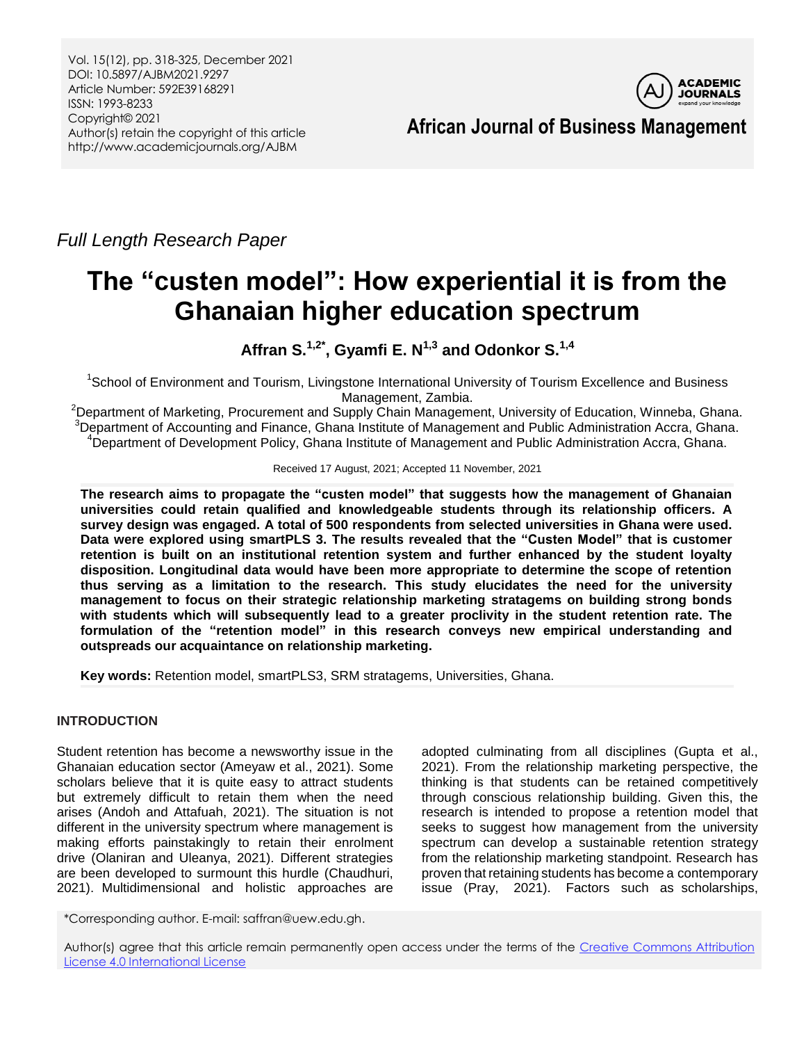*Full Length Research Paper*

# The "custen model": How experiential it is from the Ghanaian higher education spectrum

**Affran S.[1,2*], Gyamfi E. N[1,3] and Odonkor S.[1,4]**

[1]School of Environment and Tourism, Livingstone International University of Tourism Excellence and Business Management, Zambia.
[2]Department of Marketing, Procurement and Supply Chain Management, University of Education, Winneba, Ghana.
[3]Department of Accounting and Finance, Ghana Institute of Management and Public Administration Accra, Ghana.
[4]Department of Development Policy, Ghana Institute of Management and Public Administration Accra, Ghana.

Received 17 August, 2021; Accepted 11 November, 2021

**The research aims to propagate the "custen model" that suggests how the management of Ghanaian universities could retain qualified and knowledgeable students through its relationship officers. A survey design was engaged. A total of 500 respondents from selected universities in Ghana were used. Data were explored using smartPLS 3. The results revealed that the "Custen Model" that is customer retention is built on an institutional retention system and further enhanced by the student loyalty disposition. Longitudinal data would have been more appropriate to determine the scope of retention thus serving as a limitation to the research. This study elucidates the need for the university management to focus on their strategic relationship marketing stratagems on building strong bonds with students which will subsequently lead to a greater proclivity in the student retention rate. The formulation of the "retention model" in this research conveys new empirical understanding and outspreads our acquaintance on relationship marketing.**

**Key words:** Retention model, smartPLS3, SRM stratagems, Universities, Ghana.

## INTRODUCTION

Student retention has become a newsworthy issue in the Ghanaian education sector (Ameyaw et al., 2021). Some scholars believe that it is quite easy to attract students but extremely difficult to retain them when the need arises (Andoh and Attafuah, 2021). The situation is not different in the university spectrum where management is making efforts painstakingly to retain their enrolment drive (Olaniran and Uleanya, 2021). Different strategies are been developed to surmount this hurdle (Chaudhuri, 2021). Multidimensional and holistic approaches are adopted culminating from all disciplines (Gupta et al., 2021). From the relationship marketing perspective, the thinking is that students can be retained competitively through conscious relationship building. Given this, the research is intended to propose a retention model that seeks to suggest how management from the university spectrum can develop a sustainable retention strategy from the relationship marketing standpoint. Research has proven that retaining students has become a contemporary issue (Pray, 2021). Factors such as scholarships,

*Corresponding author. E-mail: saffran@uew.edu.gh.

Author(s) agree that this article remain permanently open access under the terms of the Creative Commons Attribution License 4.0 International License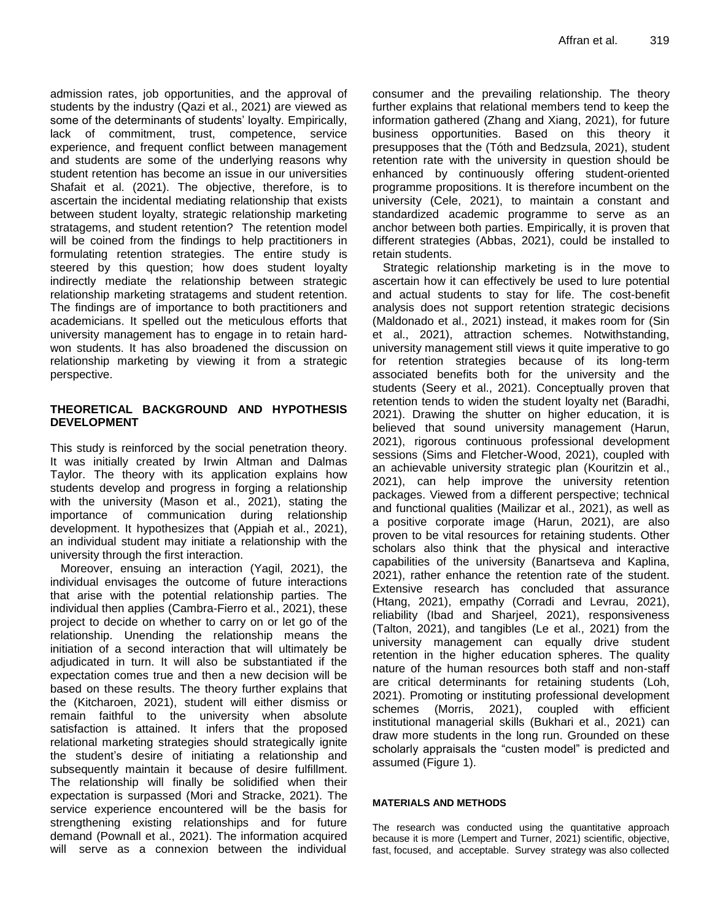admission rates, job opportunities, and the approval of students by the industry (Qazi et al., 2021) are viewed as some of the determinants of students' loyalty. Empirically, lack of commitment, trust, competence, service experience, and frequent conflict between management and students are some of the underlying reasons why student retention has become an issue in our universities Shafait et al. (2021). The objective, therefore, is to ascertain the incidental mediating relationship that exists between student loyalty, strategic relationship marketing stratagems, and student retention? The retention model will be coined from the findings to help practitioners in formulating retention strategies. The entire study is steered by this question; how does student loyalty indirectly mediate the relationship between strategic relationship marketing stratagems and student retention. The findings are of importance to both practitioners and academicians. It spelled out the meticulous efforts that university management has to engage in to retain hard-won students. It has also broadened the discussion on relationship marketing by viewing it from a strategic perspective.

## THEORETICAL BACKGROUND AND HYPOTHESIS DEVELOPMENT

This study is reinforced by the social penetration theory. It was initially created by Irwin Altman and Dalmas Taylor. The theory with its application explains how students develop and progress in forging a relationship with the university (Mason et al., 2021), stating the importance of communication during relationship development. It hypothesizes that (Appiah et al., 2021), an individual student may initiate a relationship with the university through the first interaction.

Moreover, ensuing an interaction (Yagil, 2021), the individual envisages the outcome of future interactions that arise with the potential relationship parties. The individual then applies (Cambra-Fierro et al., 2021), these project to decide on whether to carry on or let go of the relationship. Unending the relationship means the initiation of a second interaction that will ultimately be adjudicated in turn. It will also be substantiated if the expectation comes true and then a new decision will be based on these results. The theory further explains that the (Kitcharoen, 2021), student will either dismiss or remain faithful to the university when absolute satisfaction is attained. It infers that the proposed relational marketing strategies should strategically ignite the student's desire of initiating a relationship and subsequently maintain it because of desire fulfillment. The relationship will finally be solidified when their expectation is surpassed (Mori and Stracke, 2021). The service experience encountered will be the basis for strengthening existing relationships and for future demand (Pownall et al., 2021). The information acquired will serve as a connexion between the individual consumer and the prevailing relationship. The theory further explains that relational members tend to keep the information gathered (Zhang and Xiang, 2021), for future business opportunities. Based on this theory it presupposes that the (Tóth and Bedzsula, 2021), student retention rate with the university in question should be enhanced by continuously offering student-oriented programme propositions. It is therefore incumbent on the university (Cele, 2021), to maintain a constant and standardized academic programme to serve as an anchor between both parties. Empirically, it is proven that different strategies (Abbas, 2021), could be installed to retain students.

Strategic relationship marketing is in the move to ascertain how it can effectively be used to lure potential and actual students to stay for life. The cost-benefit analysis does not support retention strategic decisions (Maldonado et al., 2021) instead, it makes room for (Sin et al., 2021), attraction schemes. Notwithstanding, university management still views it quite imperative to go for retention strategies because of its long-term associated benefits both for the university and the students (Seery et al., 2021). Conceptually proven that retention tends to widen the student loyalty net (Baradhi, 2021). Drawing the shutter on higher education, it is believed that sound university management (Harun, 2021), rigorous continuous professional development sessions (Sims and Fletcher-Wood, 2021), coupled with an achievable university strategic plan (Kouritzin et al., 2021), can help improve the university retention packages. Viewed from a different perspective; technical and functional qualities (Mailizar et al., 2021), as well as a positive corporate image (Harun, 2021), are also proven to be vital resources for retaining students. Other scholars also think that the physical and interactive capabilities of the university (Banartseva and Kaplina, 2021), rather enhance the retention rate of the student. Extensive research has concluded that assurance (Htang, 2021), empathy (Corradi and Levrau, 2021), reliability (Ibad and Sharjeel, 2021), responsiveness (Talton, 2021), and tangibles (Le et al., 2021) from the university management can equally drive student retention in the higher education spheres. The quality nature of the human resources both staff and non-staff are critical determinants for retaining students (Loh, 2021). Promoting or instituting professional development schemes (Morris, 2021), coupled with efficient institutional managerial skills (Bukhari et al., 2021) can draw more students in the long run. Grounded on these scholarly appraisals the "custen model" is predicted and assumed (Figure 1).

## MATERIALS AND METHODS

The research was conducted using the quantitative approach because it is more (Lempert and Turner, 2021) scientific, objective, fast, focused, and acceptable. Survey strategy was also collected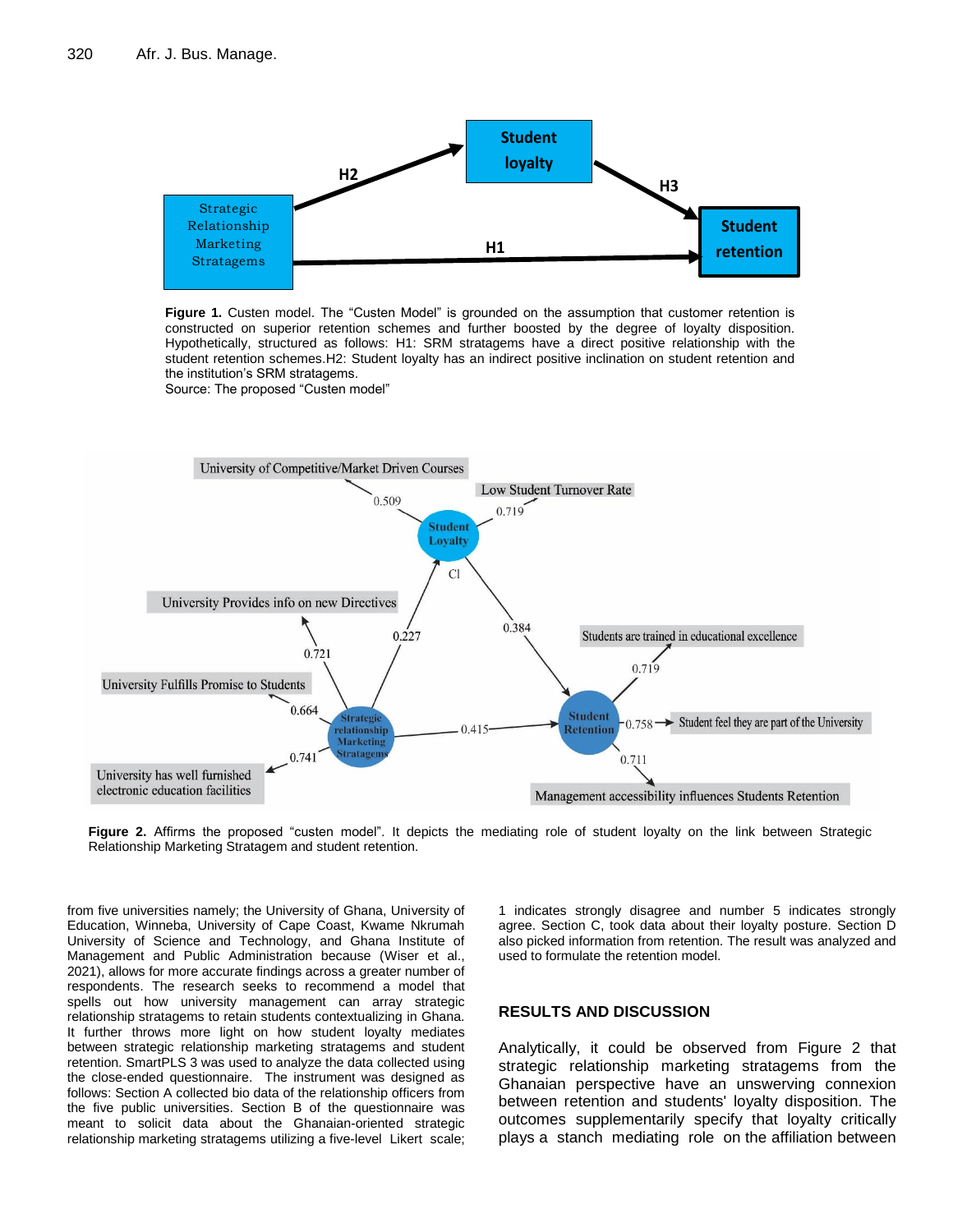**Figure 1.** Custen model. The "Custen Model" is grounded on the assumption that customer retention is constructed on superior retention schemes and further boosted by the degree of loyalty disposition. Hypothetically, structured as follows: H1: SRM stratagems have a direct positive relationship with the student retention schemes.H2: Student loyalty has an indirect positive inclination on student retention and the institution's SRM stratagems.
Source: The proposed "Custen model"

**Figure 2.** Affirms the proposed "custen model". It depicts the mediating role of student loyalty on the link between Strategic Relationship Marketing Stratagem and student retention.

from five universities namely; the University of Ghana, University of Education, Winneba, University of Cape Coast, Kwame Nkrumah University of Science and Technology, and Ghana Institute of Management and Public Administration because (Wiser et al., 2021), allows for more accurate findings across a greater number of respondents. The research seeks to recommend a model that spells out how university management can array strategic relationship stratagems to retain students contextualizing in Ghana. It further throws more light on how student loyalty mediates between strategic relationship marketing stratagems and student retention. SmartPLS 3 was used to analyze the data collected using the close-ended questionnaire. The instrument was designed as follows: Section A collected bio data of the relationship officers from the five public universities. Section B of the questionnaire was meant to solicit data about the Ghanaian-oriented strategic relationship marketing stratagems utilizing a five-level Likert scale; 1 indicates strongly disagree and number 5 indicates strongly agree. Section C, took data about their loyalty posture. Section D also picked information from retention. The result was analyzed and used to formulate the retention model.

## RESULTS AND DISCUSSION

Analytically, it could be observed from Figure 2 that strategic relationship marketing stratagems from the Ghanaian perspective have an unswerving connexion between retention and students' loyalty disposition. The outcomes supplementarily specify that loyalty critically plays a stanch mediating role on the affiliation between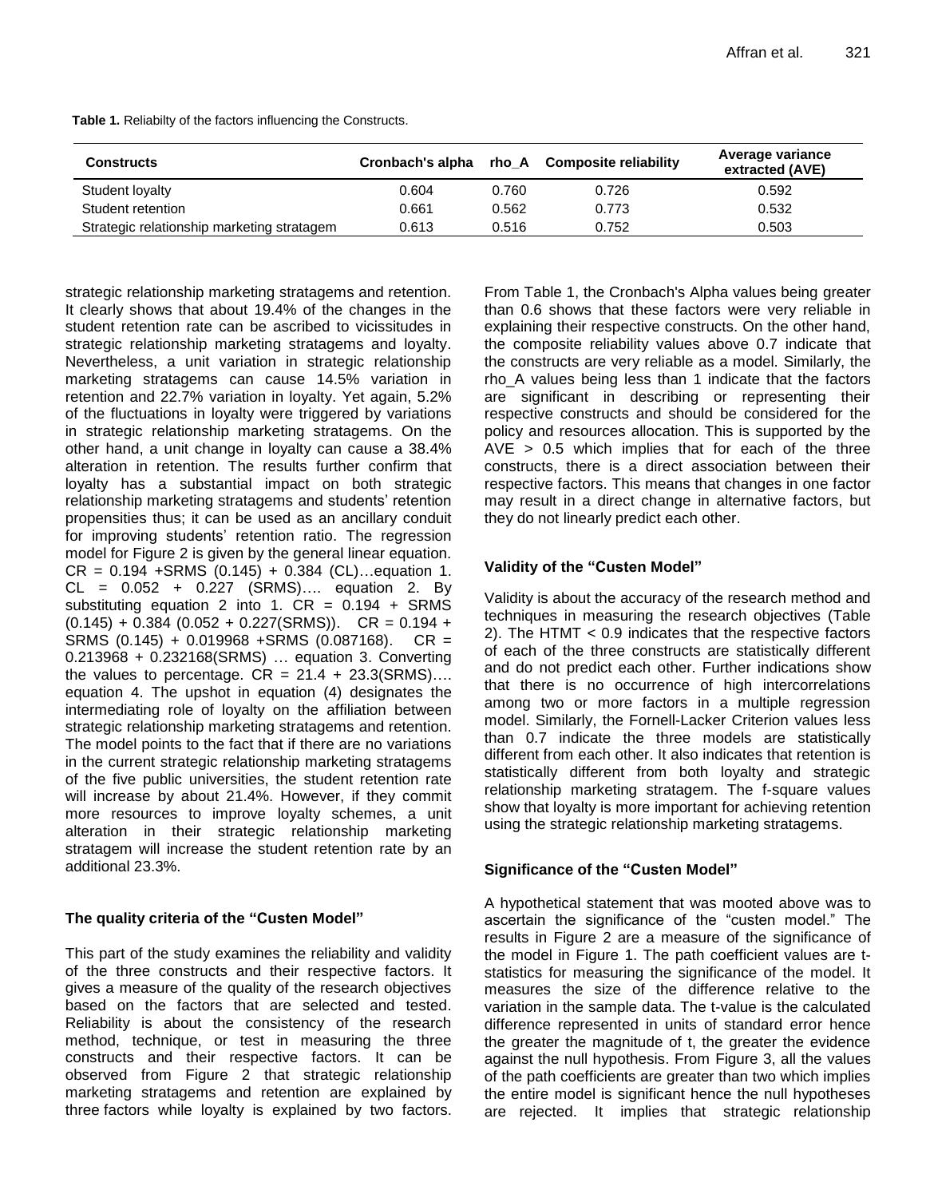**Table 1.** Reliabilty of the factors influencing the Constructs.

| Constructs | Cronbach's alpha | rho_A | Composite reliability | Average variance extracted (AVE) |
|---|---|---|---|---|
| Student loyalty | 0.604 | 0.760 | 0.726 | 0.592 |
| Student retention | 0.661 | 0.562 | 0.773 | 0.532 |
| Strategic relationship marketing stratagem | 0.613 | 0.516 | 0.752 | 0.503 |

strategic relationship marketing stratagems and retention. It clearly shows that about 19.4% of the changes in the student retention rate can be ascribed to vicissitudes in strategic relationship marketing stratagems and loyalty. Nevertheless, a unit variation in strategic relationship marketing stratagems can cause 14.5% variation in retention and 22.7% variation in loyalty. Yet again, 5.2% of the fluctuations in loyalty were triggered by variations in strategic relationship marketing stratagems. On the other hand, a unit change in loyalty can cause a 38.4% alteration in retention. The results further confirm that loyalty has a substantial impact on both strategic relationship marketing stratagems and students' retention propensities thus; it can be used as an ancillary conduit for improving students' retention ratio. The regression model for Figure 2 is given by the general linear equation. $CR = 0.194 + SRMS (0.145) + 0.384 (CL)$…equation 1. $CL = 0.052 + 0.227 (SRMS)$…. equation 2. By substituting equation 2 into 1. $CR = 0.194 + SRMS (0.145) + 0.384 (0.052 + 0.227(SRMS))$. $CR = 0.194 + SRMS (0.145) + 0.019968 + SRMS (0.087168)$. $CR = 0.213968 + 0.232168(SRMS)$ … equation 3. Converting the values to percentage. $CR = 21.4 + 23.3(SRMS)$…. equation 4. The upshot in equation (4) designates the intermediating role of loyalty on the affiliation between strategic relationship marketing stratagems and retention. The model points to the fact that if there are no variations in the current strategic relationship marketing stratagems of the five public universities, the student retention rate will increase by about 21.4%. However, if they commit more resources to improve loyalty schemes, a unit alteration in their strategic relationship marketing stratagem will increase the student retention rate by an additional 23.3%.

## The quality criteria of the "Custen Model"

This part of the study examines the reliability and validity of the three constructs and their respective factors. It gives a measure of the quality of the research objectives based on the factors that are selected and tested. Reliability is about the consistency of the research method, technique, or test in measuring the three constructs and their respective factors. It can be observed from Figure 2 that strategic relationship marketing stratagems and retention are explained by three factors while loyalty is explained by two factors.

From Table 1, the Cronbach's Alpha values being greater than 0.6 shows that these factors were very reliable in explaining their respective constructs. On the other hand, the composite reliability values above 0.7 indicate that the constructs are very reliable as a model. Similarly, the rho_A values being less than 1 indicate that the factors are significant in describing or representing their respective constructs and should be considered for the policy and resources allocation. This is supported by the $AVE > 0.5$ which implies that for each of the three constructs, there is a direct association between their respective factors. This means that changes in one factor may result in a direct change in alternative factors, but they do not linearly predict each other.

## Validity of the "Custen Model"

Validity is about the accuracy of the research method and techniques in measuring the research objectives (Table 2). The $HTMT < 0.9$ indicates that the respective factors of each of the three constructs are statistically different and do not predict each other. Further indications show that there is no occurrence of high intercorrelations among two or more factors in a multiple regression model. Similarly, the Fornell-Lacker Criterion values less than 0.7 indicate the three models are statistically different from each other. It also indicates that retention is statistically different from both loyalty and strategic relationship marketing stratagem. The f-square values show that loyalty is more important for achieving retention using the strategic relationship marketing stratagems.

## Significance of the "Custen Model"

A hypothetical statement that was mooted above was to ascertain the significance of the "custen model." The results in Figure 2 are a measure of the significance of the model in Figure 1. The path coefficient values are t-statistics for measuring the significance of the model. It measures the size of the difference relative to the variation in the sample data. The t-value is the calculated difference represented in units of standard error hence the greater the magnitude of t, the greater the evidence against the null hypothesis. From Figure 3, all the values of the path coefficients are greater than two which implies the entire model is significant hence the null hypotheses are rejected. It implies that strategic relationship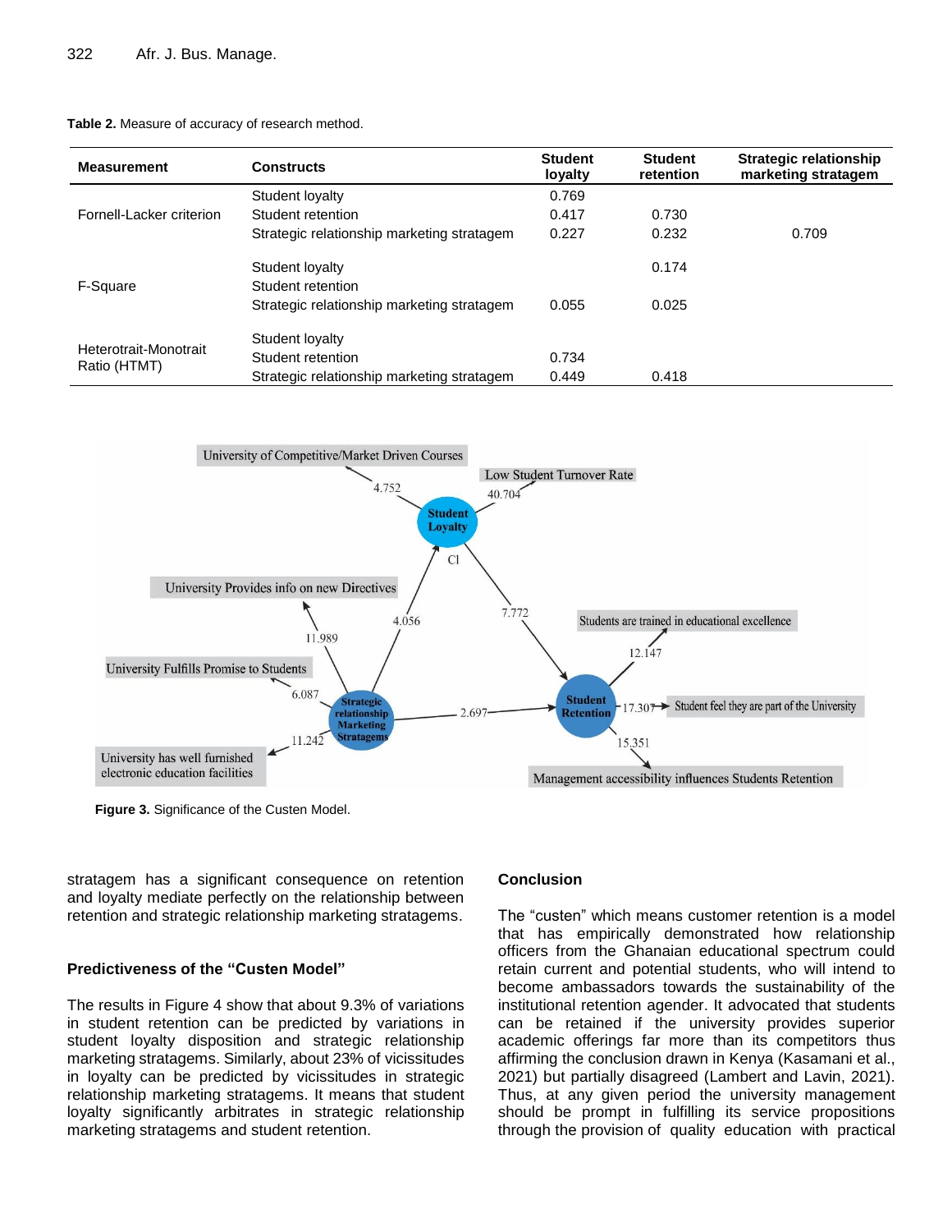**Table 2.** Measure of accuracy of research method.

| Measurement | Constructs | Student loyalty | Student retention | Strategic relationship marketing stratagem |
|---|---|---|---|---|
| Fornell-Lacker criterion | Student loyalty | 0.769 | | |
| | Student retention | 0.417 | 0.730 | |
| | Strategic relationship marketing stratagem | 0.227 | 0.232 | 0.709 |
| F-Square | Student loyalty | | 0.174 | |
| | Student retention | | | |
| | Strategic relationship marketing stratagem | 0.055 | 0.025 | |
| Heterotrait-Monotrait Ratio (HTMT) | Student loyalty | | | |
| | Student retention | 0.734 | | |
| | Strategic relationship marketing stratagem | 0.449 | 0.418 | |

**Figure 3.** Significance of the Custen Model.

stratagem has a significant consequence on retention and loyalty mediate perfectly on the relationship between retention and strategic relationship marketing stratagems.

### Predictiveness of the "Custen Model"

The results in Figure 4 show that about 9.3% of variations in student retention can be predicted by variations in student loyalty disposition and strategic relationship marketing stratagems. Similarly, about 23% of vicissitudes in loyalty can be predicted by vicissitudes in strategic relationship marketing stratagems. It means that student loyalty significantly arbitrates in strategic relationship marketing stratagems and student retention.

## Conclusion

The "custen" which means customer retention is a model that has empirically demonstrated how relationship officers from the Ghanaian educational spectrum could retain current and potential students, who will intend to become ambassadors towards the sustainability of the institutional retention agender. It advocated that students can be retained if the university provides superior academic offerings far more than its competitors thus affirming the conclusion drawn in Kenya (Kasamani et al., 2021) but partially disagreed (Lambert and Lavin, 2021). Thus, at any given period the university management should be prompt in fulfilling its service propositions through the provision of quality education with practical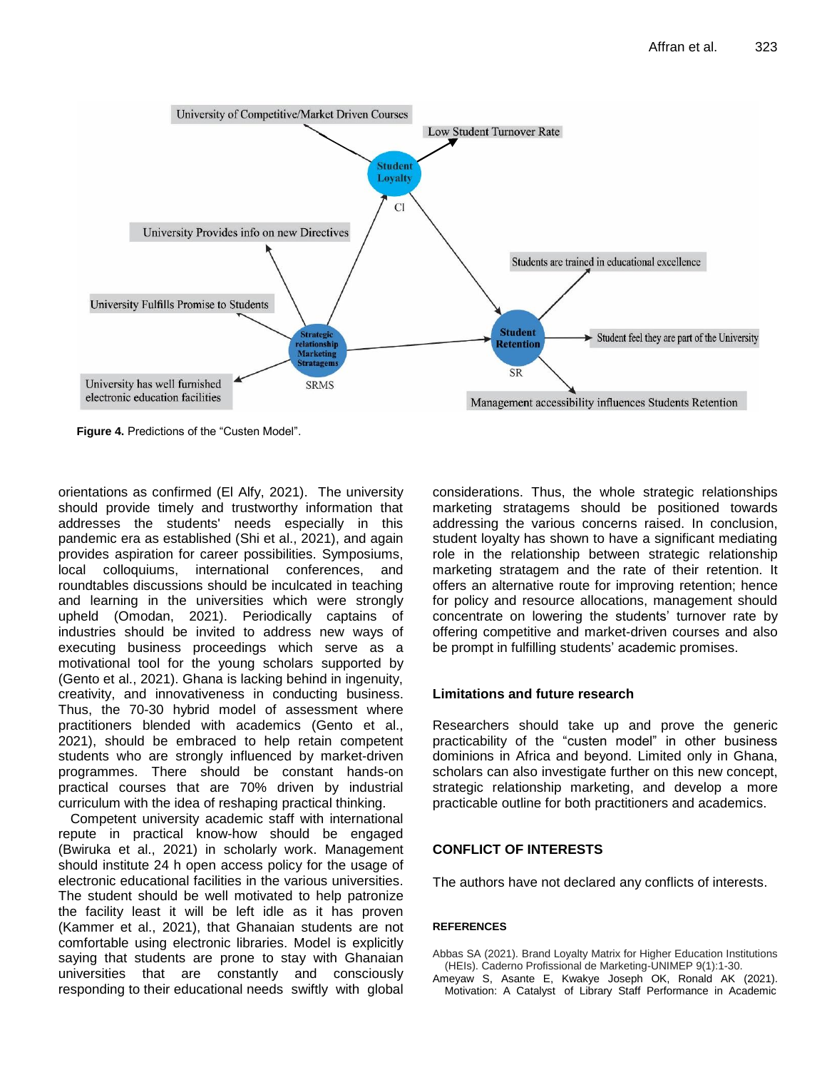Figure 4. Predictions of the "Custen Model".

orientations as confirmed (El Alfy, 2021). The university should provide timely and trustworthy information that addresses the students' needs especially in this pandemic era as established (Shi et al., 2021), and again provides aspiration for career possibilities. Symposiums, local colloquiums, international conferences, and roundtables discussions should be inculcated in teaching and learning in the universities which were strongly upheld (Omodan, 2021). Periodically captains of industries should be invited to address new ways of executing business proceedings which serve as a motivational tool for the young scholars supported by (Gento et al., 2021). Ghana is lacking behind in ingenuity, creativity, and innovativeness in conducting business. Thus, the 70-30 hybrid model of assessment where practitioners blended with academics (Gento et al., 2021), should be embraced to help retain competent students who are strongly influenced by market-driven programmes. There should be constant hands-on practical courses that are 70% driven by industrial curriculum with the idea of reshaping practical thinking.

Competent university academic staff with international repute in practical know-how should be engaged (Bwiruka et al., 2021) in scholarly work. Management should institute 24 h open access policy for the usage of electronic educational facilities in the various universities. The student should be well motivated to help patronize the facility least it will be left idle as it has proven (Kammer et al., 2021), that Ghanaian students are not comfortable using electronic libraries. Model is explicitly saying that students are prone to stay with Ghanaian universities that are constantly and consciously responding to their educational needs swiftly with global considerations. Thus, the whole strategic relationships marketing stratagems should be positioned towards addressing the various concerns raised. In conclusion, student loyalty has shown to have a significant mediating role in the relationship between strategic relationship marketing stratagem and the rate of their retention. It offers an alternative route for improving retention; hence for policy and resource allocations, management should concentrate on lowering the students' turnover rate by offering competitive and market-driven courses and also be prompt in fulfilling students' academic promises.

## Limitations and future research

Researchers should take up and prove the generic practicability of the "custen model" in other business dominions in Africa and beyond. Limited only in Ghana, scholars can also investigate further on this new concept, strategic relationship marketing, and develop a more practicable outline for both practitioners and academics.

## CONFLICT OF INTERESTS

The authors have not declared any conflicts of interests.

## REFERENCES

Abbas SA (2021). Brand Loyalty Matrix for Higher Education Institutions (HEIs). Caderno Profissional de Marketing-UNIMEP 9(1):1-30.

Ameyaw S, Asante E, Kwakye Joseph OK, Ronald AK (2021). Motivation: A Catalyst of Library Staff Performance in Academic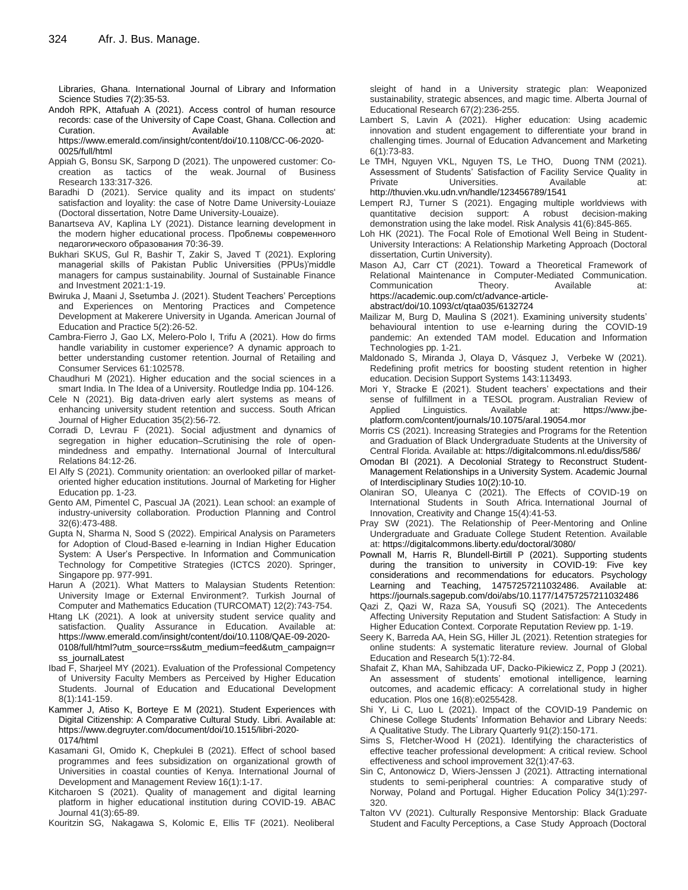Libraries, Ghana. International Journal of Library and Information Science Studies 7(2):35-53.

Andoh RPK, Attafuah A (2021). Access control of human resource records: case of the University of Cape Coast, Ghana. Collection and Curation. Available at: https://www.emerald.com/insight/content/doi/10.1108/CC-06-2020-0025/full/html

Appiah G, Bonsu SK, Sarpong D (2021). The unpowered customer: Co-creation as tactics of the weak. Journal of Business Research 133:317-326.

Baradhi D (2021). Service quality and its impact on students' satisfaction and loyalty: the case of Notre Dame University-Louiaze (Doctoral dissertation, Notre Dame University-Louaize).

Banartseva AV, Kaplina LY (2021). Distance learning development in the modern higher educational process. Проблемы современного педагогического образования 70:36-39.

Bukhari SKUS, Gul R, Bashir T, Zakir S, Javed T (2021). Exploring managerial skills of Pakistan Public Universities (PPUs)'middle managers for campus sustainability. Journal of Sustainable Finance and Investment 2021:1-19.

Bwiruka J, Maani J, Ssetumba J. (2021). Student Teachers' Perceptions and Experiences on Mentoring Practices and Competence Development at Makerere University in Uganda. American Journal of Education and Practice 5(2):26-52.

Cambra-Fierro J, Gao LX, Melero-Polo I, Trifu A (2021). How do firms handle variability in customer experience? A dynamic approach to better understanding customer retention. Journal of Retailing and Consumer Services 61:102578.

Chaudhuri M (2021). Higher education and the social sciences in a smart India. In The Idea of a University. Routledge India pp. 104-126.

Cele N (2021). Big data-driven early alert systems as means of enhancing university student retention and success. South African Journal of Higher Education 35(2):56-72.

Corradi D, Levrau F (2021). Social adjustment and dynamics of segregation in higher education–Scrutinising the role of open-mindedness and empathy. International Journal of Intercultural Relations 84:12-26.

El Alfy S (2021). Community orientation: an overlooked pillar of market-oriented higher education institutions. Journal of Marketing for Higher Education pp. 1-23.

Gento AM, Pimentel C, Pascual JA (2021). Lean school: an example of industry-university collaboration. Production Planning and Control 32(6):473-488.

Gupta N, Sharma N, Sood S (2022). Empirical Analysis on Parameters for Adoption of Cloud-Based e-learning in Indian Higher Education System: A User's Perspective. In Information and Communication Technology for Competitive Strategies (ICTCS 2020). Springer, Singapore pp. 977-991.

Harun A (2021). What Matters to Malaysian Students Retention: University Image or External Environment?. Turkish Journal of Computer and Mathematics Education (TURCOMAT) 12(2):743-754.

Htang LK (2021). A look at university student service quality and satisfaction. Quality Assurance in Education. Available at: https://www.emerald.com/insight/content/doi/10.1108/QAE-09-2020-0108/full/html?utm_source=rss&utm_medium=feed&utm_campaign=rss_journalLatest

Ibad F, Sharjeel MY (2021). Evaluation of the Professional Competency of University Faculty Members as Perceived by Higher Education Students. Journal of Education and Educational Development 8(1):141-159.

Kammer J, Atiso K, Borteye E M (2021). Student Experiences with Digital Citizenship: A Comparative Cultural Study. Libri. Available at: https://www.degruyter.com/document/doi/10.1515/libri-2020-0174/html

Kasamani GI, Omido K, Chepkulei B (2021). Effect of school based programmes and fees subsidization on organizational growth of Universities in coastal counties of Kenya. International Journal of Development and Management Review 16(1):1-17.

Kitcharoen S (2021). Quality of management and digital learning platform in higher educational institution during COVID-19. ABAC Journal 41(3):65-89.

Kouritzin SG, Nakagawa S, Kolomic E, Ellis TF (2021). Neoliberal sleight of hand in a University strategic plan: Weaponized sustainability, strategic absences, and magic time. Alberta Journal of Educational Research 67(2):236-255.

Lambert S, Lavin A (2021). Higher education: Using academic innovation and student engagement to differentiate your brand in challenging times. Journal of Education Advancement and Marketing 6(1):73-83.

Le TMH, Nguyen VKL, Nguyen TS, Le THO, Duong TNM (2021). Assessment of Students' Satisfaction of Facility Service Quality in Private Universities. Available at: http://thuvien.vku.udn.vn/handle/123456789/1541

Lempert RJ, Turner S (2021). Engaging multiple worldviews with quantitative decision support: A robust decision-making demonstration using the lake model. Risk Analysis 41(6):845-865.

Loh HK (2021). The Focal Role of Emotional Well Being in Student-University Interactions: A Relationship Marketing Approach (Doctoral dissertation, Curtin University).

Mason AJ, Carr CT (2021). Toward a Theoretical Framework of Relational Maintenance in Computer-Mediated Communication. Communication Theory. Available at: https://academic.oup.com/ct/advance-article-abstract/doi/10.1093/ct/qtaa035/6132724

Mailizar M, Burg D, Maulina S (2021). Examining university students' behavioural intention to use e-learning during the COVID-19 pandemic: An extended TAM model. Education and Information Technologies pp. 1-21.

Maldonado S, Miranda J, Olaya D, Vásquez J, Verbeke W (2021). Redefining profit metrics for boosting student retention in higher education. Decision Support Systems 143:113493.

Mori Y, Stracke E (2021). Student teachers' expectations and their sense of fulfillment in a TESOL program. Australian Review of Applied Linguistics. Available at: https://www.jbe-platform.com/content/journals/10.1075/aral.19054.mor

Morris CS (2021). Increasing Strategies and Programs for the Retention and Graduation of Black Undergraduate Students at the University of Central Florida. Available at: https://digitalcommons.nl.edu/diss/586/

Omodan BI (2021). A Decolonial Strategy to Reconstruct Student-Management Relationships in a University System. Academic Journal of Interdisciplinary Studies 10(2):10-10.

Olaniran SO, Uleanya C (2021). The Effects of COVID-19 on International Students in South Africa. International Journal of Innovation, Creativity and Change 15(4):41-53.

Pray SW (2021). The Relationship of Peer-Mentoring and Online Undergraduate and Graduate College Student Retention. Available at: https://digitalcommons.liberty.edu/doctoral/3080/

Pownall M, Harris R, Blundell-Birtill P (2021). Supporting students during the transition to university in COVID-19: Five key considerations and recommendations for educators. Psychology Learning and Teaching, 14757257211032486. Available at: https://journals.sagepub.com/doi/abs/10.1177/14757257211032486

Qazi Z, Qazi W, Raza SA, Yousufi SQ (2021). The Antecedents Affecting University Reputation and Student Satisfaction: A Study in Higher Education Context. Corporate Reputation Review pp. 1-19.

Seery K, Barreda AA, Hein SG, Hiller JL (2021). Retention strategies for online students: A systematic literature review. Journal of Global Education and Research 5(1):72-84.

Shafait Z, Khan MA, Sahibzada UF, Dacko-Pikiewicz Z, Popp J (2021). An assessment of students' emotional intelligence, learning outcomes, and academic efficacy: A correlational study in higher education. Plos one 16(8):e0255428.

Shi Y, Li C, Luo L (2021). Impact of the COVID-19 Pandemic on Chinese College Students' Information Behavior and Library Needs: A Qualitative Study. The Library Quarterly 91(2):150-171.

Sims S, Fletcher-Wood H (2021). Identifying the characteristics of effective teacher professional development: A critical review. School effectiveness and school improvement 32(1):47-63.

Sin C, Antonowicz D, Wiers-Jenssen J (2021). Attracting international students to semi-peripheral countries: A comparative study of Norway, Poland and Portugal. Higher Education Policy 34(1):297-320.

Talton VV (2021). Culturally Responsive Mentorship: Black Graduate Student and Faculty Perceptions, a Case Study Approach (Doctoral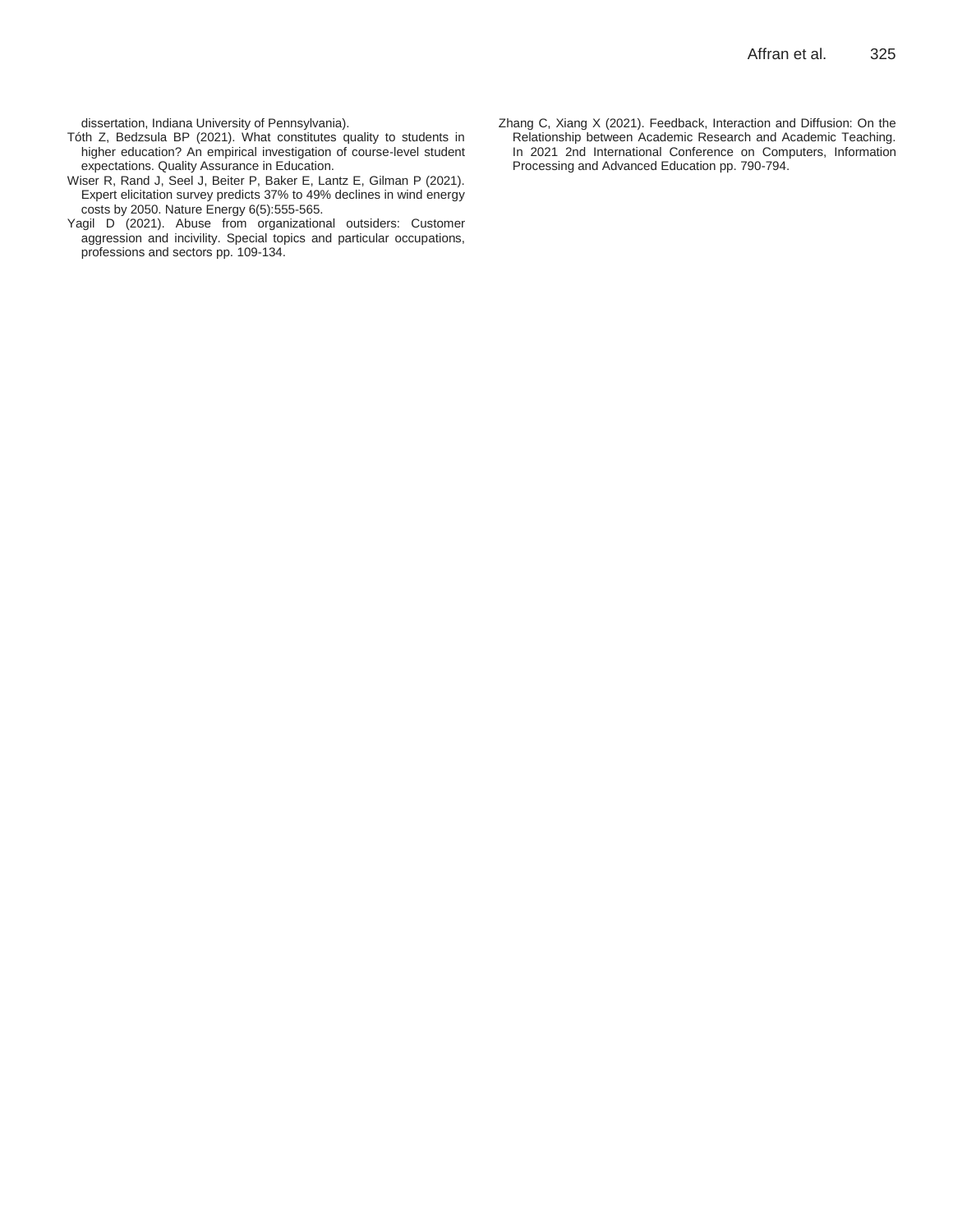dissertation, Indiana University of Pennsylvania).

Tóth Z, Bedzsula BP (2021). What constitutes quality to students in higher education? An empirical investigation of course-level student expectations. Quality Assurance in Education.

Wiser R, Rand J, Seel J, Beiter P, Baker E, Lantz E, Gilman P (2021). Expert elicitation survey predicts 37% to 49% declines in wind energy costs by 2050. Nature Energy 6(5):555-565.

Yagil D (2021). Abuse from organizational outsiders: Customer aggression and incivility. Special topics and particular occupations, professions and sectors pp. 109-134.

Zhang C, Xiang X (2021). Feedback, Interaction and Diffusion: On the Relationship between Academic Research and Academic Teaching. In 2021 2nd International Conference on Computers, Information Processing and Advanced Education pp. 790-794.